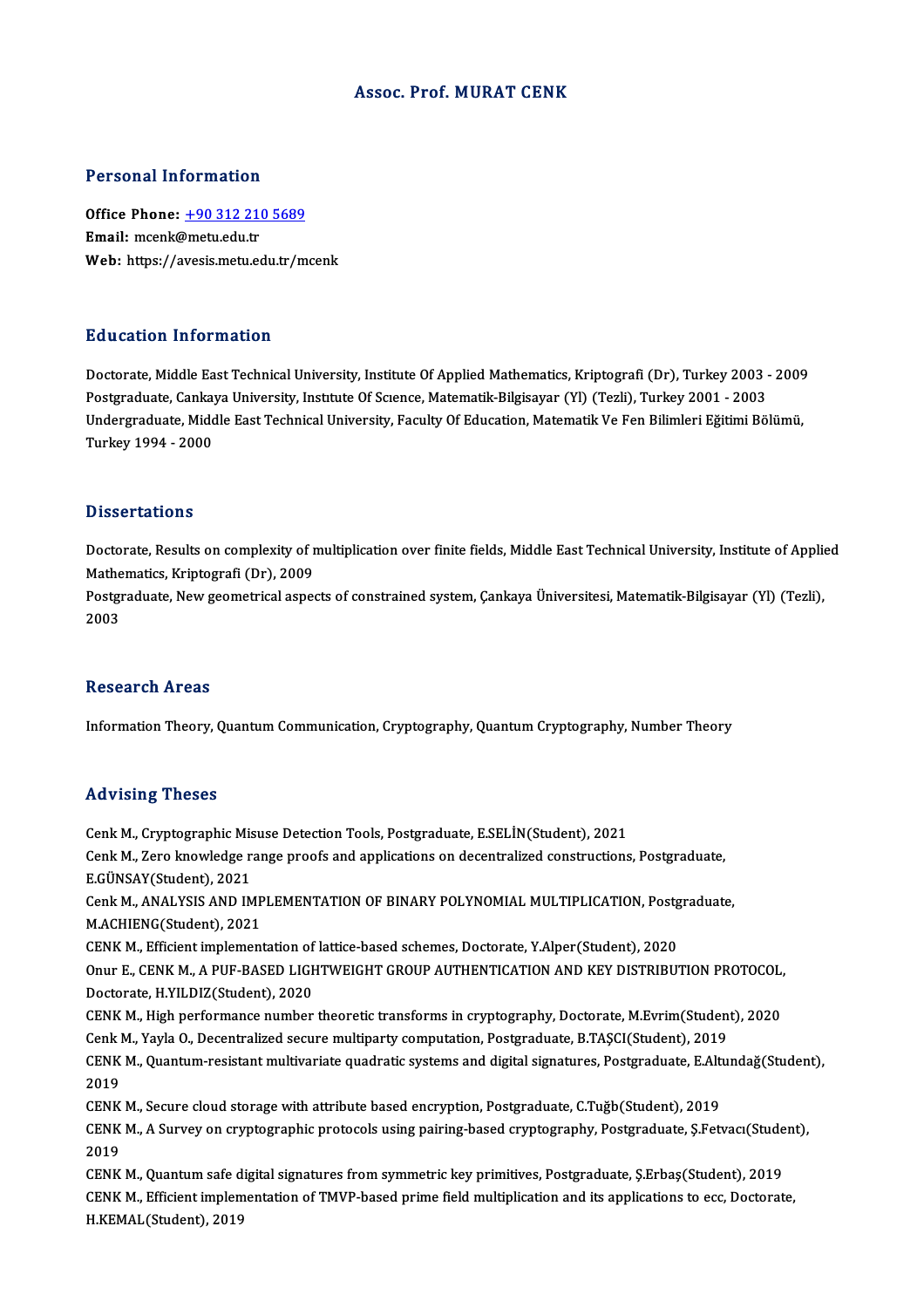# Assoc. Prof. MURAT CENK

## Personal Information

**Office Phone:** +90 312 210 5689
**Email:** mcenk@metu.edu.tr
**Web:** https://avesis.metu.edu.tr/mcenk

## Education Information

Doctorate, Middle East Technical University, Institute Of Applied Mathematics, Kriptografi (Dr), Turkey 2003 - 2009
Postgraduate, Cankaya University, Institute Of Science, Matematik-Bilgisayar (Yl) (Tezli), Turkey 2001 - 2003
Undergraduate, Middle East Technical University, Faculty Of Education, Matematik Ve Fen Bilimleri Eğitimi Bölümü, Turkey 1994 - 2000

## Dissertations

Doctorate, Results on complexity of multiplication over finite fields, Middle East Technical University, Institute of Applied Mathematics, Kriptografi (Dr), 2009
Postgraduate, New geometrical aspects of constrained system, Çankaya Üniversitesi, Matematik-Bilgisayar (Yl) (Tezli), 2003

## Research Areas

Information Theory, Quantum Communication, Cryptography, Quantum Cryptography, Number Theory

## Advising Theses

Cenk M., Cryptographic Misuse Detection Tools, Postgraduate, E.SELİN(Student), 2021
Cenk M., Zero knowledge range proofs and applications on decentralized constructions, Postgraduate, E.GÜNSAY(Student), 2021
Cenk M., ANALYSIS AND IMPLEMENTATION OF BINARY POLYNOMIAL MULTIPLICATION, Postgraduate, M.ACHIENG(Student), 2021
CENK M., Efficient implementation of lattice-based schemes, Doctorate, Y.Alper(Student), 2020
Onur E., CENK M., A PUF-BASED LIGHTWEIGHT GROUP AUTHENTICATION AND KEY DISTRIBUTION PROTOCOL, Doctorate, H.YILDIZ(Student), 2020
CENK M., High performance number theoretic transforms in cryptography, Doctorate, M.Evrim(Student), 2020
Cenk M., Yayla O., Decentralized secure multiparty computation, Postgraduate, B.TAŞCI(Student), 2019
CENK M., Quantum-resistant multivariate quadratic systems and digital signatures, Postgraduate, E.Altundağ(Student), 2019
CENK M., Secure cloud storage with attribute based encryption, Postgraduate, C.Tuğb(Student), 2019
CENK M., A Survey on cryptographic protocols using pairing-based cryptography, Postgraduate, Ş.Fetvacı(Student), 2019
CENK M., Quantum safe digital signatures from symmetric key primitives, Postgraduate, Ş.Erbaş(Student), 2019
CENK M., Efficient implementation of TMVP-based prime field multiplication and its applications to ecc, Doctorate, H.KEMAL(Student), 2019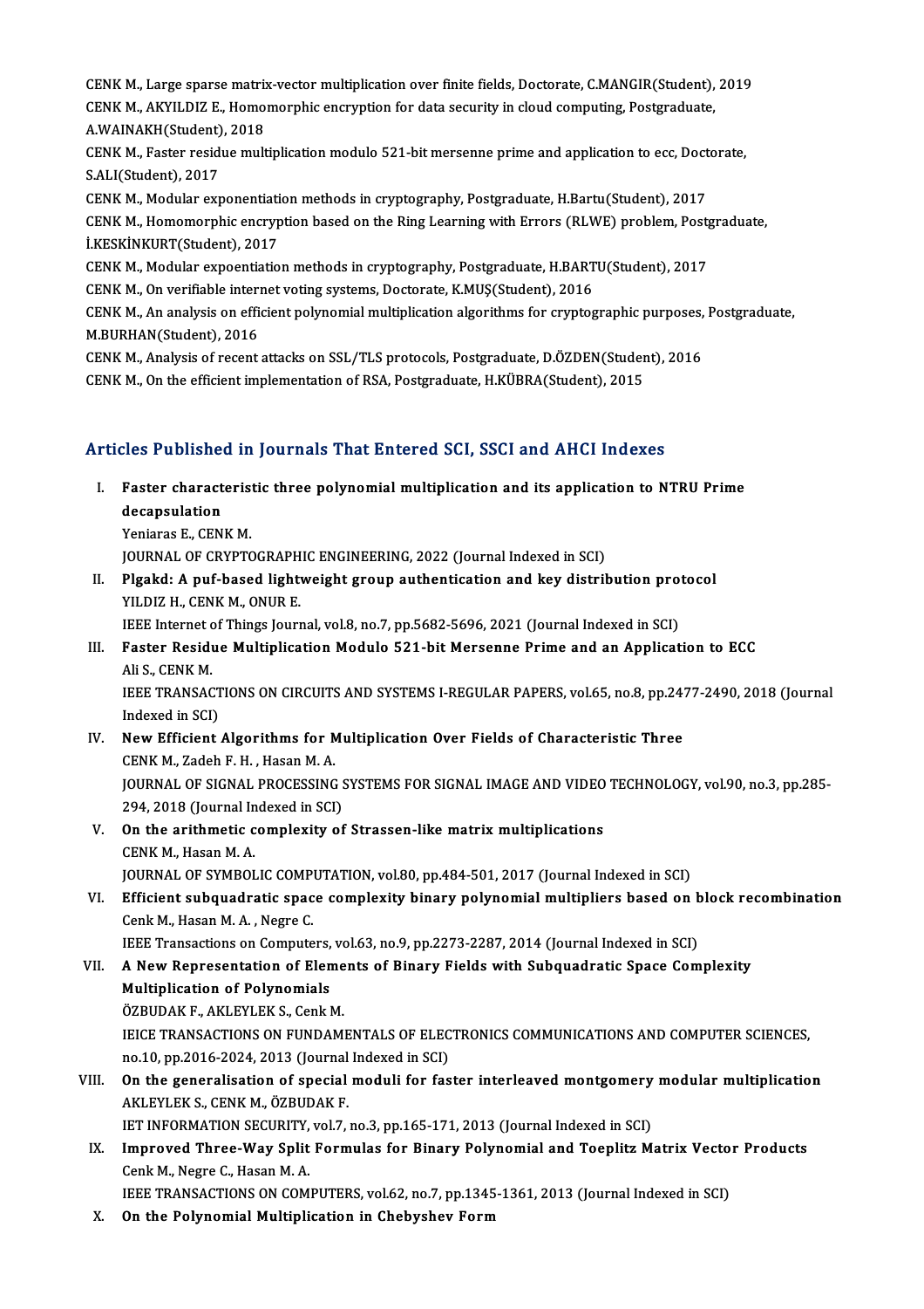CENK M., Large sparse matrix-vector multiplication over finite fields, Doctorate, C.MANGIR(Student), 2019
CENK M., AKYILDIZ E., Homomorphic encryption for data security in cloud computing, Postgraduate, A.WAINAKH(Student), 2018
CENK M., Faster residue multiplication modulo 521-bit mersenne prime and application to ecc, Doctorate, S.ALI(Student), 2017
CENK M., Modular exponentiation methods in cryptography, Postgraduate, H.Bartu(Student), 2017
CENK M., Homomorphic encryption based on the Ring Learning with Errors (RLWE) problem, Postgraduate, İ.KESKİNKURT(Student), 2017
CENK M., Modular expoentiation methods in cryptography, Postgraduate, H.BARTU(Student), 2017
CENK M., On verifiable internet voting systems, Doctorate, K.MUŞ(Student), 2016
CENK M., An analysis on efficient polynomial multiplication algorithms for cryptographic purposes, Postgraduate, M.BURHAN(Student), 2016
CENK M., Analysis of recent attacks on SSL/TLS protocols, Postgraduate, D.ÖZDEN(Student), 2016
CENK M., On the efficient implementation of RSA, Postgraduate, H.KÜBRA(Student), 2015

## Articles Published in Journals That Entered SCI, SSCI and AHCI Indexes

I. **Faster characteristic three polynomial multiplication and its application to NTRU Prime decapsulation**
Yeniaras E., CENK M.
JOURNAL OF CRYPTOGRAPHIC ENGINEERING, 2022 (Journal Indexed in SCI)

II. **Plgakd: A puf-based lightweight group authentication and key distribution protocol**
YILDIZ H., CENK M., ONUR E.
IEEE Internet of Things Journal, vol.8, no.7, pp.5682-5696, 2021 (Journal Indexed in SCI)

III. **Faster Residue Multiplication Modulo 521-bit Mersenne Prime and an Application to ECC**
Ali S., CENK M.
IEEE TRANSACTIONS ON CIRCUITS AND SYSTEMS I-REGULAR PAPERS, vol.65, no.8, pp.2477-2490, 2018 (Journal Indexed in SCI)

IV. **New Efficient Algorithms for Multiplication Over Fields of Characteristic Three**
CENK M., Zadeh F. H. , Hasan M. A.
JOURNAL OF SIGNAL PROCESSING SYSTEMS FOR SIGNAL IMAGE AND VIDEO TECHNOLOGY, vol.90, no.3, pp.285-294, 2018 (Journal Indexed in SCI)

V. **On the arithmetic complexity of Strassen-like matrix multiplications**
CENK M., Hasan M. A.
JOURNAL OF SYMBOLIC COMPUTATION, vol.80, pp.484-501, 2017 (Journal Indexed in SCI)

VI. **Efficient subquadratic space complexity binary polynomial multipliers based on block recombination**
Cenk M., Hasan M. A. , Negre C.
IEEE Transactions on Computers, vol.63, no.9, pp.2273-2287, 2014 (Journal Indexed in SCI)

VII. **A New Representation of Elements of Binary Fields with Subquadratic Space Complexity Multiplication of Polynomials**
ÖZBUDAK F., AKLEYLEK S., Cenk M.
IEICE TRANSACTIONS ON FUNDAMENTALS OF ELECTRONICS COMMUNICATIONS AND COMPUTER SCIENCES, no.10, pp.2016-2024, 2013 (Journal Indexed in SCI)

VIII. **On the generalisation of special moduli for faster interleaved montgomery modular multiplication**
AKLEYLEK S., CENK M., ÖZBUDAK F.
IET INFORMATION SECURITY, vol.7, no.3, pp.165-171, 2013 (Journal Indexed in SCI)

IX. **Improved Three-Way Split Formulas for Binary Polynomial and Toeplitz Matrix Vector Products**
Cenk M., Negre C., Hasan M. A.
IEEE TRANSACTIONS ON COMPUTERS, vol.62, no.7, pp.1345-1361, 2013 (Journal Indexed in SCI)

X. **On the Polynomial Multiplication in Chebyshev Form**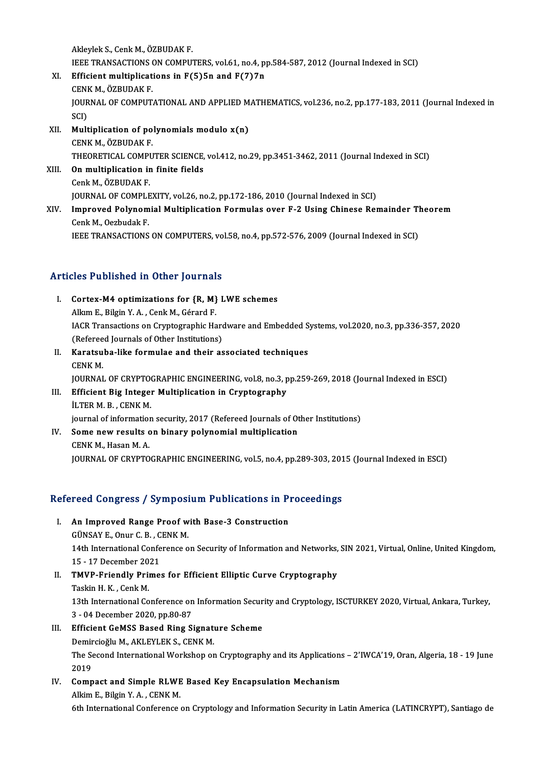Akleylek S., Cenk M., ÖZBUDAK F.
IEEE TRANSACTIONS ON COMPUTERS, vol.61, no.4, pp.584-587, 2012 (Journal Indexed in SCI)

XI. **Efficient multiplications in F(5)5n and F(7)7n**
CENK M., ÖZBUDAK F.
JOURNAL OF COMPUTATIONAL AND APPLIED MATHEMATICS, vol.236, no.2, pp.177-183, 2011 (Journal Indexed in SCI)

XII. **Multiplication of polynomials modulo x(n)**
CENK M., ÖZBUDAK F.
THEORETICAL COMPUTER SCIENCE, vol.412, no.29, pp.3451-3462, 2011 (Journal Indexed in SCI)

XIII. **On multiplication in finite fields**
Cenk M., ÖZBUDAK F.
JOURNAL OF COMPLEXITY, vol.26, no.2, pp.172-186, 2010 (Journal Indexed in SCI)

XIV. **Improved Polynomial Multiplication Formulas over F-2 Using Chinese Remainder Theorem**
Cenk M., Oezbudak F.
IEEE TRANSACTIONS ON COMPUTERS, vol.58, no.4, pp.572-576, 2009 (Journal Indexed in SCI)

## Articles Published in Other Journals

I. **Cortex-M4 optimizations for {R, M} LWE schemes**
Alkım E., Bilgin Y. A. , Cenk M., Gérard F.
IACR Transactions on Cryptographic Hardware and Embedded Systems, vol.2020, no.3, pp.336-357, 2020 (Refereed Journals of Other Institutions)

II. **Karatsuba-like formulae and their associated techniques**
CENK M.
JOURNAL OF CRYPTOGRAPHIC ENGINEERING, vol.8, no.3, pp.259-269, 2018 (Journal Indexed in ESCI)

III. **Efficient Big Integer Multiplication in Cryptography**
İLTER M. B. , CENK M.
journal of information security, 2017 (Refereed Journals of Other Institutions)

IV. **Some new results on binary polynomial multiplication**
CENK M., Hasan M. A.
JOURNAL OF CRYPTOGRAPHIC ENGINEERING, vol.5, no.4, pp.289-303, 2015 (Journal Indexed in ESCI)

## Refereed Congress / Symposium Publications in Proceedings

I. **An Improved Range Proof with Base-3 Construction**
GÜNSAY E., Onur C. B. , CENK M.
14th International Conference on Security of Information and Networks, SIN 2021, Virtual, Online, United Kingdom, 15 - 17 December 2021

II. **TMVP-Friendly Primes for Efficient Elliptic Curve Cryptography**
Taskin H. K. , Cenk M.
13th International Conference on Information Security and Cryptology, ISCTURKEY 2020, Virtual, Ankara, Turkey, 3 - 04 December 2020, pp.80-87

III. **Efficient GeMSS Based Ring Signature Scheme**
Demircioğlu M., AKLEYLEK S., CENK M.
The Second International Workshop on Cryptography and its Applications – 2'IWCA'19, Oran, Algeria, 18 - 19 June 2019

IV. **Compact and Simple RLWE Based Key Encapsulation Mechanism**
Alkim E., Bilgin Y. A. , CENK M.
6th International Conference on Cryptology and Information Security in Latin America (LATINCRYPT), Santiago de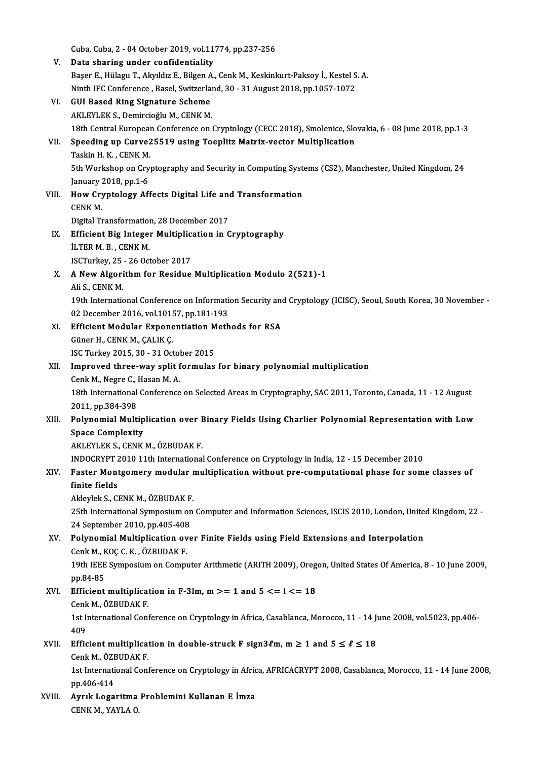Cuba, Cuba, 2 - 04 October 2019, vol.11774, pp.237-256

V. **Data sharing under confidentiality**
Başer E., Hülagu T., Akyıldız E., Bilgen A., Cenk M., Keskinkurt-Paksoy İ., Kestel S. A.
Ninth IFC Conference , Basel, Switzerland, 30 - 31 August 2018, pp.1057-1072

VI. **GUI Based Ring Signature Scheme**
AKLEYLEK S., Demircioğlu M., CENK M.
18th Central European Conference on Cryptology (CECC 2018), Smolenice, Slovakia, 6 - 08 June 2018, pp.1-3

VII. **Speeding up Curve25519 using Toeplitz Matrix-vector Multiplication**
Taskin H. K. , CENK M.
5th Workshop on Cryptography and Security in Computing Systems (CS2), Manchester, United Kingdom, 24 January 2018, pp.1-6

VIII. **How Cryptology Affects Digital Life and Transformation**
CENK M.
Digital Transformation, 28 December 2017

IX. **Efficient Big Integer Multiplication in Cryptography**
İLTER M. B. , CENK M.
ISCTurkey, 25 - 26 October 2017

X. **A New Algorithm for Residue Multiplication Modulo 2(521)-1**
Ali S., CENK M.
19th International Conference on Information Security and Cryptology (ICISC), Seoul, South Korea, 30 November - 02 December 2016, vol.10157, pp.181-193

XI. **Efficient Modular Exponentiation Methods for RSA**
Güner H., CENK M., ÇALIK Ç.
ISC Turkey 2015, 30 - 31 October 2015

XII. **Improved three-way split formulas for binary polynomial multiplication**
Cenk M., Negre C., Hasan M. A.
18th International Conference on Selected Areas in Cryptography, SAC 2011, Toronto, Canada, 11 - 12 August 2011, pp.384-398

XIII. **Polynomial Multiplication over Binary Fields Using Charlier Polynomial Representation with Low Space Complexity**
AKLEYLEK S., CENK M., ÖZBUDAK F.
INDOCRYPT 2010 11th International Conference on Cryptology in India, 12 - 15 December 2010

XIV. **Faster Montgomery modular multiplication without pre-computational phase for some classes of finite fields**
Akleylek S., CENK M., ÖZBUDAK F.
25th International Symposium on Computer and Information Sciences, ISCIS 2010, London, United Kingdom, 22 - 24 September 2010, pp.405-408

XV. **Polynomial Multiplication over Finite Fields using Field Extensions and Interpolation**
Cenk M., KOÇ C. K. , ÖZBUDAK F.
19th IEEE Symposium on Computer Arithmetic (ARITH 2009), Oregon, United States Of America, 8 - 10 June 2009, pp.84-85

XVI. **Efficient multiplication in F-3lm, m >= 1 and 5 <= l <= 18**
Cenk M., ÖZBUDAK F.
1st International Conference on Cryptology in Africa, Casablanca, Morocco, 11 - 14 June 2008, vol.5023, pp.406-409

XVII. **Efficient multiplication in double-struck F sign3ℓm, m ≥ 1 and 5 ≤ ℓ ≤ 18**
Cenk M., ÖZBUDAK F.
1st International Conference on Cryptology in Africa, AFRICACRYPT 2008, Casablanca, Morocco, 11 - 14 June 2008, pp.406-414

XVIII. **Ayrık Logaritma Problemini Kullanan E İmza**
CENK M., YAYLA O.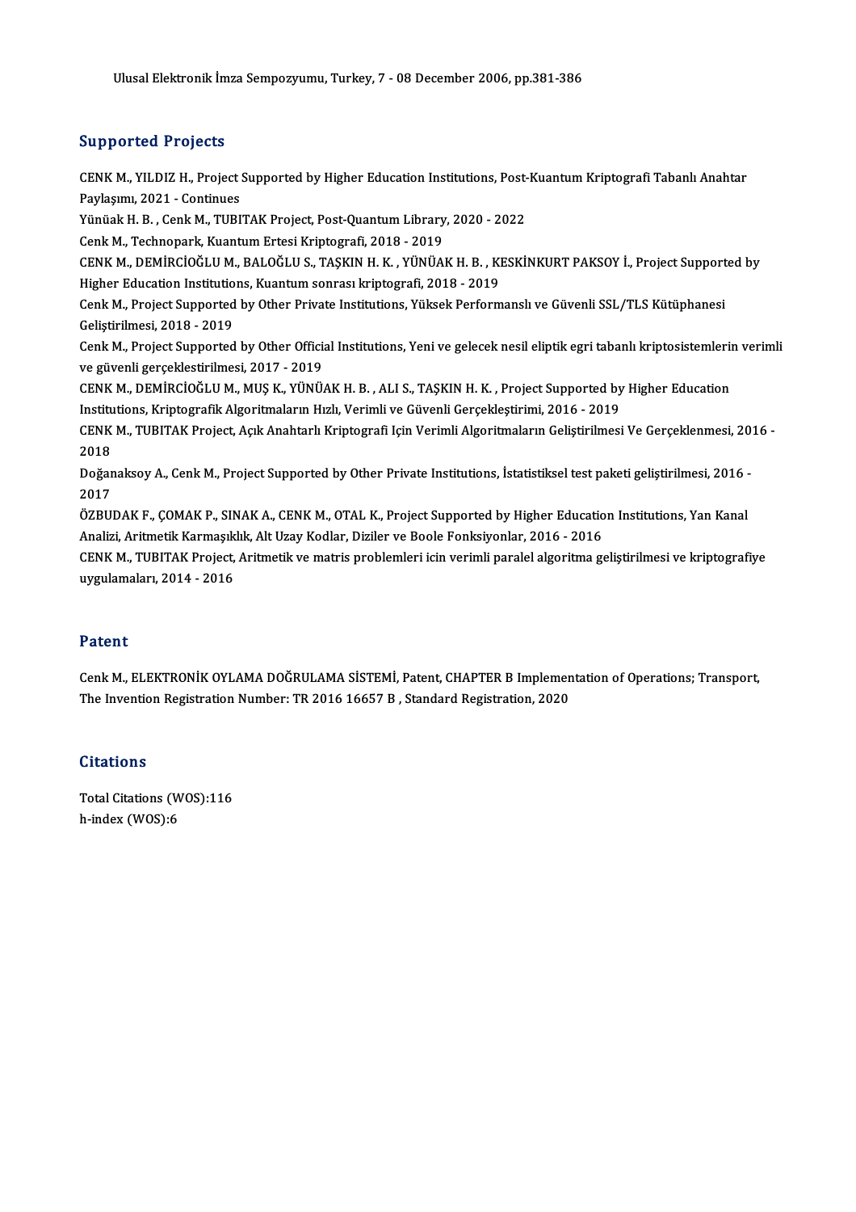Ulusal Elektronik İmza Sempozyumu, Turkey, 7 - 08 December 2006, pp.381-386

## Supported Projects

CENK M., YILDIZ H., Project Supported by Higher Education Institutions, Post-Kuantum Kriptografi Tabanlı Anahtar Paylaşımı, 2021 - Continues

Yünüak H. B. , Cenk M., TUBITAK Project, Post-Quantum Library, 2020 - 2022

Cenk M., Technopark, Kuantum Ertesi Kriptografi, 2018 - 2019

CENK M., DEMİRCİOĞLU M., BALOĞLU S., TAŞKIN H. K. , YÜNÜAK H. B. , KESKİNKURT PAKSOY İ., Project Supported by Higher Education Institutions, Kuantum sonrası kriptografi, 2018 - 2019

Cenk M., Project Supported by Other Private Institutions, Yüksek Performanslı ve Güvenli SSL/TLS Kütüphanesi Geliştirilmesi, 2018 - 2019

Cenk M., Project Supported by Other Official Institutions, Yeni ve gelecek nesil eliptik egri tabanlı kriptosistemlerin verimli ve güvenli gerçeklestirilmesi, 2017 - 2019

CENK M., DEMİRCİOĞLU M., MUŞ K., YÜNÜAK H. B. , ALI S., TAŞKIN H. K. , Project Supported by Higher Education Institutions, Kriptografik Algoritmaların Hızlı, Verimli ve Güvenli Gerçekleştirimi, 2016 - 2019

CENK M., TUBITAK Project, Açık Anahtarlı Kriptografi Için Verimli Algoritmaların Geliştirilmesi Ve Gerçeklenmesi, 2016 - 2018

Doğanaksoy A., Cenk M., Project Supported by Other Private Institutions, İstatistiksel test paketi geliştirilmesi, 2016 - 2017

ÖZBUDAK F., ÇOMAK P., SINAK A., CENK M., OTAL K., Project Supported by Higher Education Institutions, Yan Kanal Analizi, Aritmetik Karmaşıklık, Alt Uzay Kodlar, Diziler ve Boole Fonksiyonlar, 2016 - 2016

CENK M., TUBITAK Project, Aritmetik ve matris problemleri icin verimli paralel algoritma geliştirilmesi ve kriptografiye uygulamaları, 2014 - 2016

## Patent

Cenk M., ELEKTRONİK OYLAMA DOĞRULAMA SİSTEMİ, Patent, CHAPTER B Implementation of Operations; Transport, The Invention Registration Number: TR 2016 16657 B , Standard Registration, 2020

## Citations

Total Citations (WOS):116
h-index (WOS):6